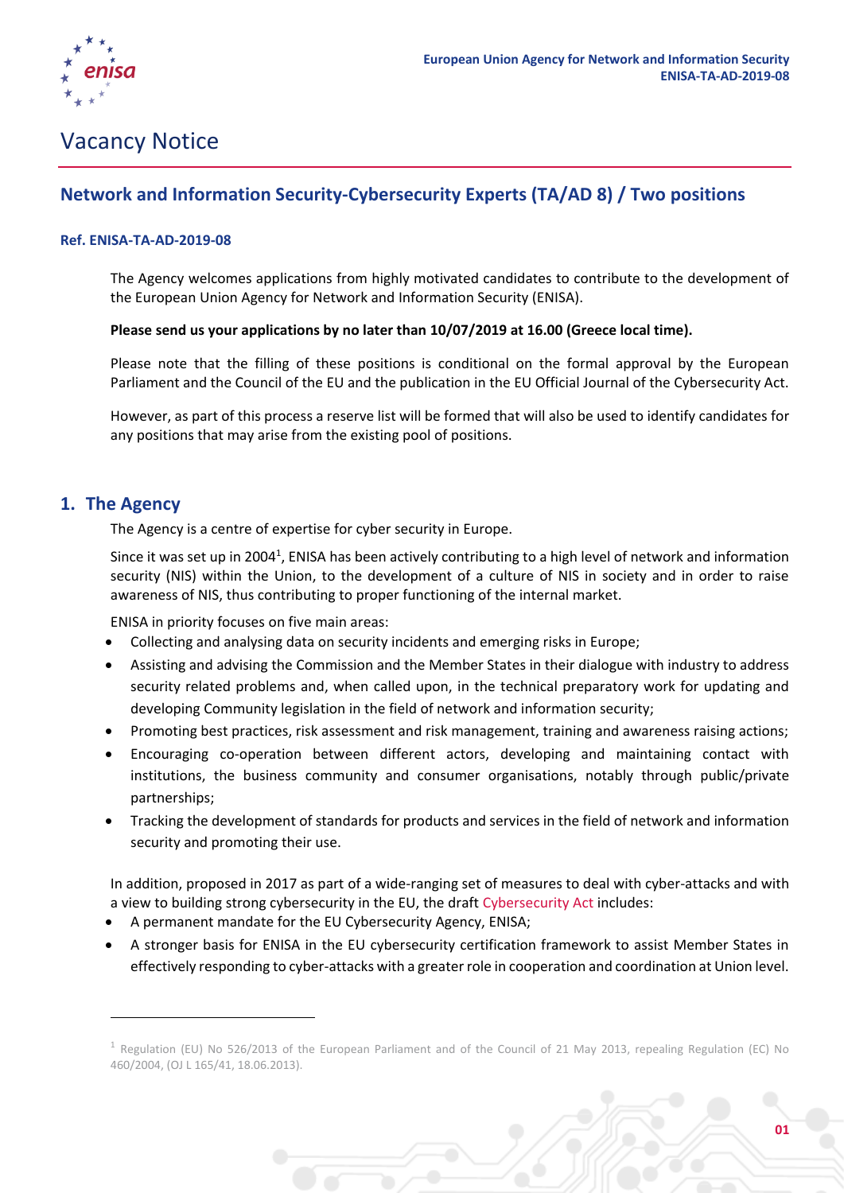# Vacancy Notice

## Network and Information Security-Cybersecurity Experts (TA/AD 8) / Two positions

**Ref. ENISA-TA-AD-2019-08**

The Agency welcomes applications from highly motivated candidates to contribute to the development of the European Union Agency for Network and Information Security (ENISA).

**Please send us your applications by no later than 10/07/2019 at 16.00 (Greece local time).**

Please note that the filling of these positions is conditional on the formal approval by the European Parliament and the Council of the EU and the publication in the EU Official Journal of the Cybersecurity Act.

However, as part of this process a reserve list will be formed that will also be used to identify candidates for any positions that may arise from the existing pool of positions.

## 1. The Agency

The Agency is a centre of expertise for cyber security in Europe.

Since it was set up in 2004[1], ENISA has been actively contributing to a high level of network and information security (NIS) within the Union, to the development of a culture of NIS in society and in order to raise awareness of NIS, thus contributing to proper functioning of the internal market.

ENISA in priority focuses on five main areas:

- Collecting and analysing data on security incidents and emerging risks in Europe;
- Assisting and advising the Commission and the Member States in their dialogue with industry to address security related problems and, when called upon, in the technical preparatory work for updating and developing Community legislation in the field of network and information security;
- Promoting best practices, risk assessment and risk management, training and awareness raising actions;
- Encouraging co-operation between different actors, developing and maintaining contact with institutions, the business community and consumer organisations, notably through public/private partnerships;
- Tracking the development of standards for products and services in the field of network and information security and promoting their use.

In addition, proposed in 2017 as part of a wide-ranging set of measures to deal with cyber-attacks and with a view to building strong cybersecurity in the EU, the draft Cybersecurity Act includes:

- A permanent mandate for the EU Cybersecurity Agency, ENISA;
- A stronger basis for ENISA in the EU cybersecurity certification framework to assist Member States in effectively responding to cyber-attacks with a greater role in cooperation and coordination at Union level.

---

[1] Regulation (EU) No 526/2013 of the European Parliament and of the Council of 21 May 2013, repealing Regulation (EC) No 460/2004, (OJ L 165/41, 18.06.2013).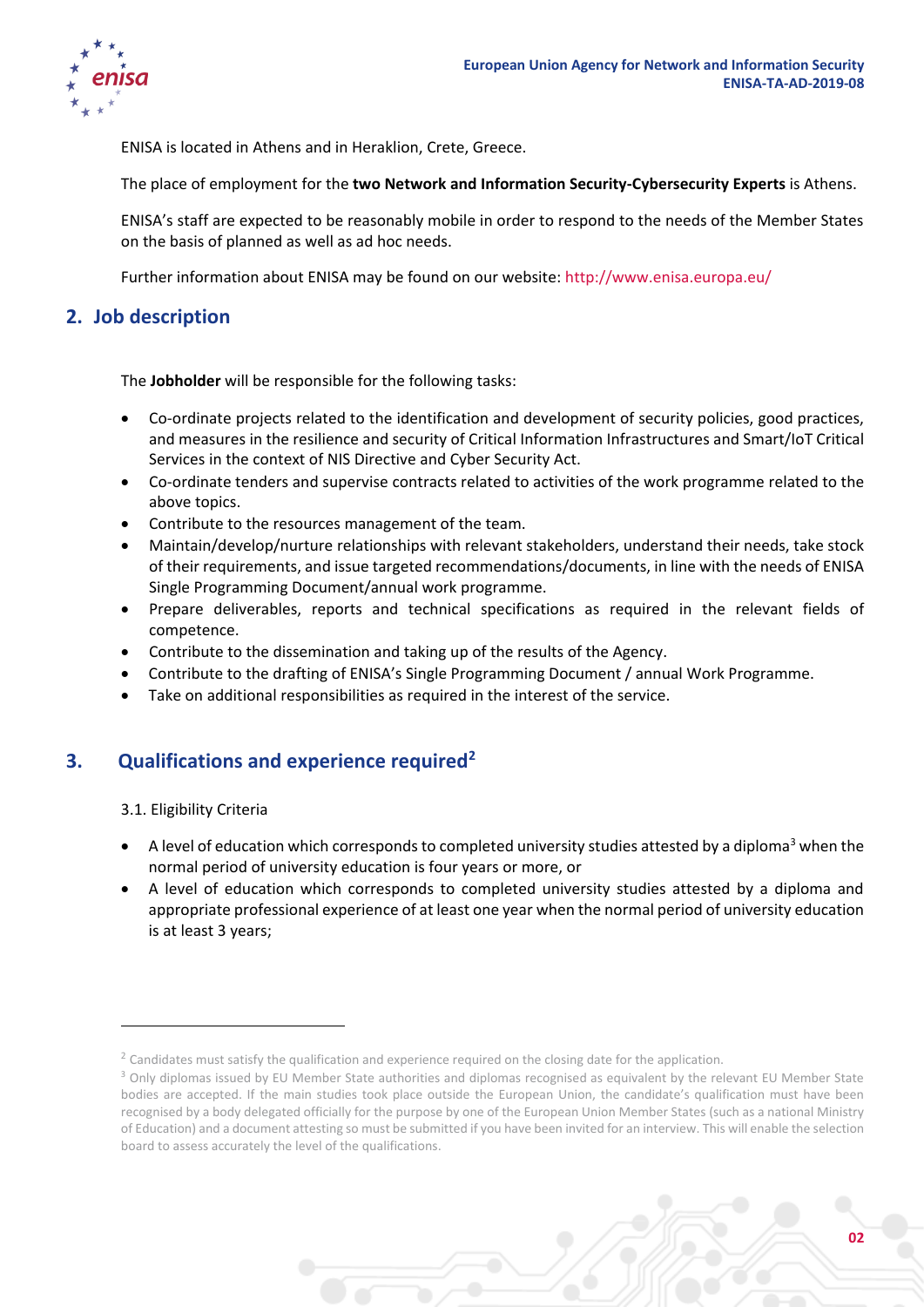ENISA is located in Athens and in Heraklion, Crete, Greece.

The place of employment for the **two Network and Information Security-Cybersecurity Experts** is Athens.

ENISA's staff are expected to be reasonably mobile in order to respond to the needs of the Member States on the basis of planned as well as ad hoc needs.

Further information about ENISA may be found on our website: http://www.enisa.europa.eu/

## 2. Job description

The **Jobholder** will be responsible for the following tasks:

- Co-ordinate projects related to the identification and development of security policies, good practices, and measures in the resilience and security of Critical Information Infrastructures and Smart/IoT Critical Services in the context of NIS Directive and Cyber Security Act.
- Co-ordinate tenders and supervise contracts related to activities of the work programme related to the above topics.
- Contribute to the resources management of the team.
- Maintain/develop/nurture relationships with relevant stakeholders, understand their needs, take stock of their requirements, and issue targeted recommendations/documents, in line with the needs of ENISA Single Programming Document/annual work programme.
- Prepare deliverables, reports and technical specifications as required in the relevant fields of competence.
- Contribute to the dissemination and taking up of the results of the Agency.
- Contribute to the drafting of ENISA's Single Programming Document / annual Work Programme.
- Take on additional responsibilities as required in the interest of the service.

## 3. Qualifications and experience required[2]

3.1. Eligibility Criteria

- A level of education which corresponds to completed university studies attested by a diploma[3] when the normal period of university education is four years or more, or
- A level of education which corresponds to completed university studies attested by a diploma and appropriate professional experience of at least one year when the normal period of university education is at least 3 years;

---

[2] Candidates must satisfy the qualification and experience required on the closing date for the application.

[3] Only diplomas issued by EU Member State authorities and diplomas recognised as equivalent by the relevant EU Member State bodies are accepted. If the main studies took place outside the European Union, the candidate's qualification must have been recognised by a body delegated officially for the purpose by one of the European Union Member States (such as a national Ministry of Education) and a document attesting so must be submitted if you have been invited for an interview. This will enable the selection board to assess accurately the level of the qualifications.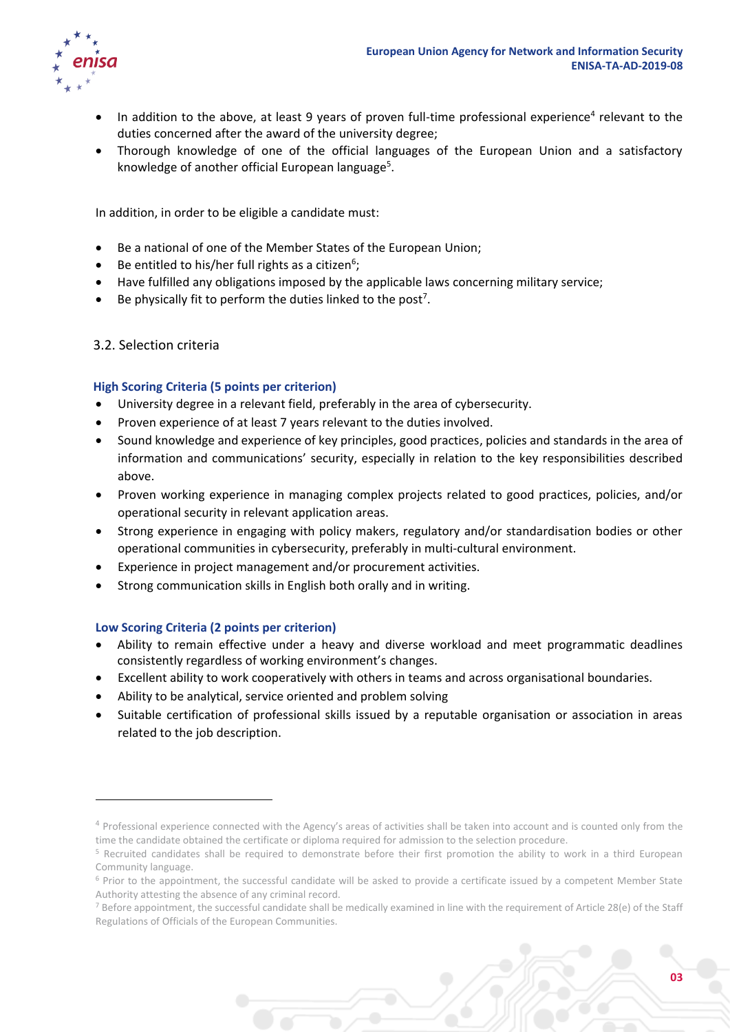- In addition to the above, at least 9 years of proven full-time professional experience[4] relevant to the duties concerned after the award of the university degree;
- Thorough knowledge of one of the official languages of the European Union and a satisfactory knowledge of another official European language[5].

In addition, in order to be eligible a candidate must:

- Be a national of one of the Member States of the European Union;
- Be entitled to his/her full rights as a citizen[6];
- Have fulfilled any obligations imposed by the applicable laws concerning military service;
- Be physically fit to perform the duties linked to the post[7].

### 3.2. Selection criteria

**High Scoring Criteria (5 points per criterion)**

- University degree in a relevant field, preferably in the area of cybersecurity.
- Proven experience of at least 7 years relevant to the duties involved.
- Sound knowledge and experience of key principles, good practices, policies and standards in the area of information and communications' security, especially in relation to the key responsibilities described above.
- Proven working experience in managing complex projects related to good practices, policies, and/or operational security in relevant application areas.
- Strong experience in engaging with policy makers, regulatory and/or standardisation bodies or other operational communities in cybersecurity, preferably in multi-cultural environment.
- Experience in project management and/or procurement activities.
- Strong communication skills in English both orally and in writing.

**Low Scoring Criteria (2 points per criterion)**

- Ability to remain effective under a heavy and diverse workload and meet programmatic deadlines consistently regardless of working environment's changes.
- Excellent ability to work cooperatively with others in teams and across organisational boundaries.
- Ability to be analytical, service oriented and problem solving
- Suitable certification of professional skills issued by a reputable organisation or association in areas related to the job description.

---

[4] Professional experience connected with the Agency's areas of activities shall be taken into account and is counted only from the time the candidate obtained the certificate or diploma required for admission to the selection procedure.

[5] Recruited candidates shall be required to demonstrate before their first promotion the ability to work in a third European Community language.

[6] Prior to the appointment, the successful candidate will be asked to provide a certificate issued by a competent Member State Authority attesting the absence of any criminal record.

[7] Before appointment, the successful candidate shall be medically examined in line with the requirement of Article 28(e) of the Staff Regulations of Officials of the European Communities.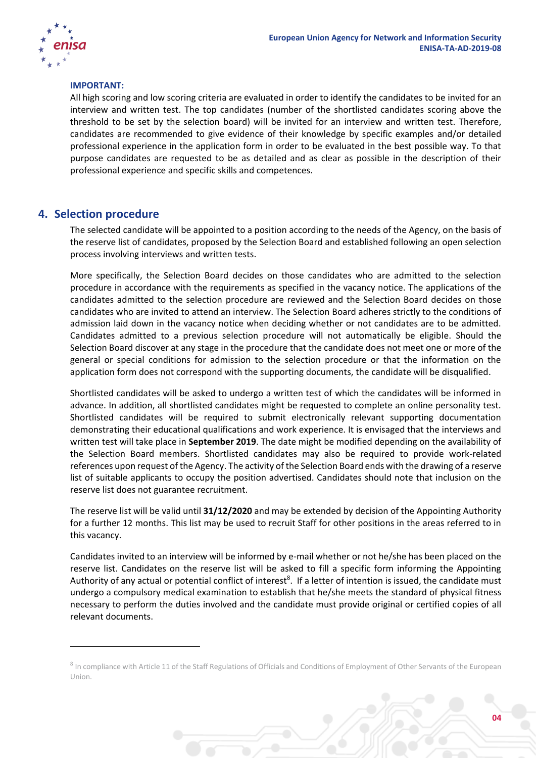**IMPORTANT:**

All high scoring and low scoring criteria are evaluated in order to identify the candidates to be invited for an interview and written test. The top candidates (number of the shortlisted candidates scoring above the threshold to be set by the selection board) will be invited for an interview and written test. Therefore, candidates are recommended to give evidence of their knowledge by specific examples and/or detailed professional experience in the application form in order to be evaluated in the best possible way. To that purpose candidates are requested to be as detailed and as clear as possible in the description of their professional experience and specific skills and competences.

## 4. Selection procedure

The selected candidate will be appointed to a position according to the needs of the Agency, on the basis of the reserve list of candidates, proposed by the Selection Board and established following an open selection process involving interviews and written tests.

More specifically, the Selection Board decides on those candidates who are admitted to the selection procedure in accordance with the requirements as specified in the vacancy notice. The applications of the candidates admitted to the selection procedure are reviewed and the Selection Board decides on those candidates who are invited to attend an interview. The Selection Board adheres strictly to the conditions of admission laid down in the vacancy notice when deciding whether or not candidates are to be admitted. Candidates admitted to a previous selection procedure will not automatically be eligible. Should the Selection Board discover at any stage in the procedure that the candidate does not meet one or more of the general or special conditions for admission to the selection procedure or that the information on the application form does not correspond with the supporting documents, the candidate will be disqualified.

Shortlisted candidates will be asked to undergo a written test of which the candidates will be informed in advance. In addition, all shortlisted candidates might be requested to complete an online personality test. Shortlisted candidates will be required to submit electronically relevant supporting documentation demonstrating their educational qualifications and work experience. It is envisaged that the interviews and written test will take place in **September 2019**. The date might be modified depending on the availability of the Selection Board members. Shortlisted candidates may also be required to provide work-related references upon request of the Agency. The activity of the Selection Board ends with the drawing of a reserve list of suitable applicants to occupy the position advertised. Candidates should note that inclusion on the reserve list does not guarantee recruitment.

The reserve list will be valid until **31/12/2020** and may be extended by decision of the Appointing Authority for a further 12 months. This list may be used to recruit Staff for other positions in the areas referred to in this vacancy.

Candidates invited to an interview will be informed by e-mail whether or not he/she has been placed on the reserve list. Candidates on the reserve list will be asked to fill a specific form informing the Appointing Authority of any actual or potential conflict of interest[8]. If a letter of intention is issued, the candidate must undergo a compulsory medical examination to establish that he/she meets the standard of physical fitness necessary to perform the duties involved and the candidate must provide original or certified copies of all relevant documents.

---

[8] In compliance with Article 11 of the Staff Regulations of Officials and Conditions of Employment of Other Servants of the European Union.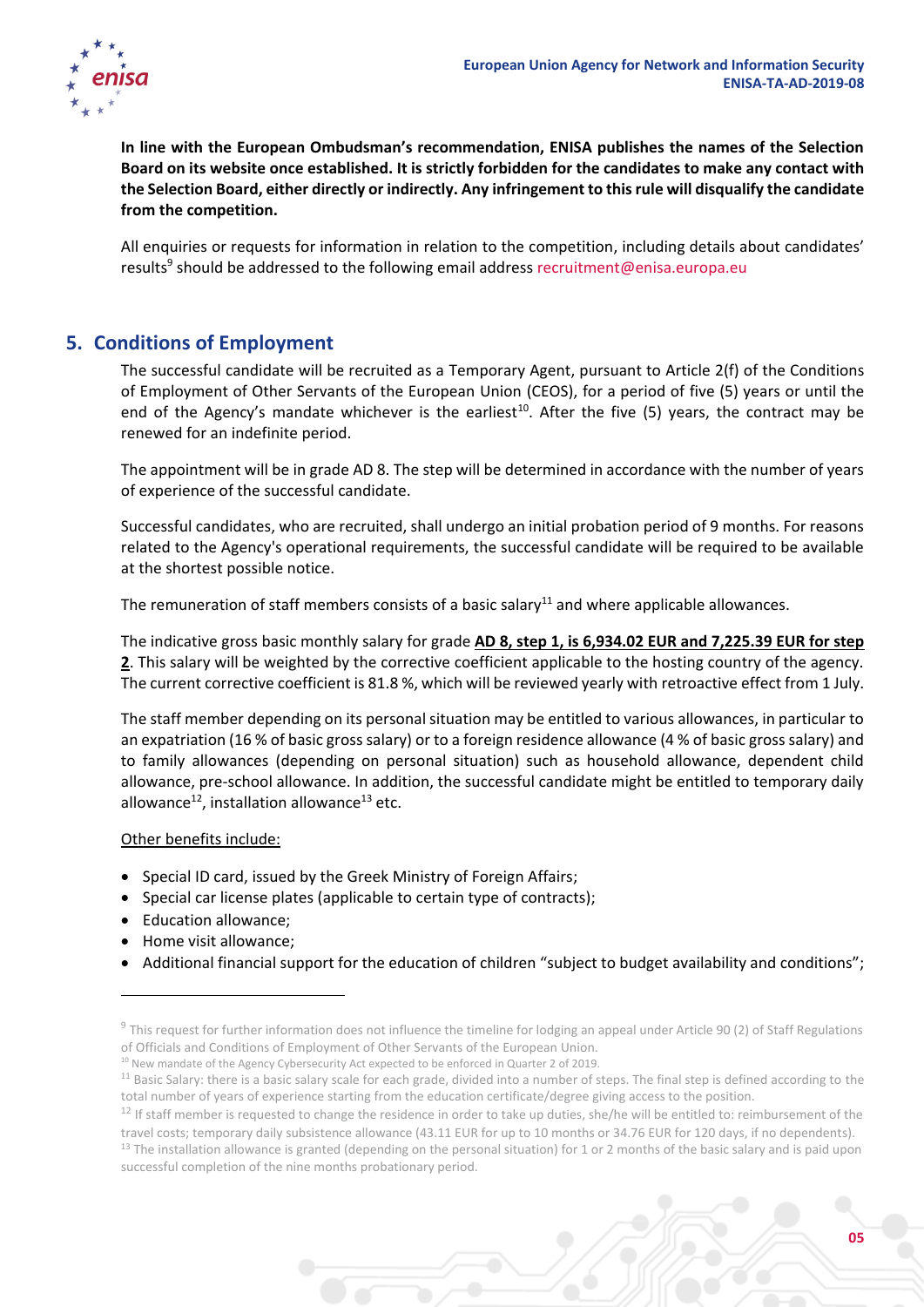**In line with the European Ombudsman's recommendation, ENISA publishes the names of the Selection Board on its website once established. It is strictly forbidden for the candidates to make any contact with the Selection Board, either directly or indirectly. Any infringement to this rule will disqualify the candidate from the competition.**

All enquiries or requests for information in relation to the competition, including details about candidates' results[9] should be addressed to the following email address recruitment@enisa.europa.eu

## 5. Conditions of Employment

The successful candidate will be recruited as a Temporary Agent, pursuant to Article 2(f) of the Conditions of Employment of Other Servants of the European Union (CEOS), for a period of five (5) years or until the end of the Agency's mandate whichever is the earliest[10]. After the five (5) years, the contract may be renewed for an indefinite period.

The appointment will be in grade AD 8. The step will be determined in accordance with the number of years of experience of the successful candidate.

Successful candidates, who are recruited, shall undergo an initial probation period of 9 months. For reasons related to the Agency's operational requirements, the successful candidate will be required to be available at the shortest possible notice.

The remuneration of staff members consists of a basic salary[11] and where applicable allowances.

The indicative gross basic monthly salary for grade **AD 8, step 1, is 6,934.02 EUR and 7,225.39 EUR for step 2**. This salary will be weighted by the corrective coefficient applicable to the hosting country of the agency. The current corrective coefficient is 81.8 %, which will be reviewed yearly with retroactive effect from 1 July.

The staff member depending on its personal situation may be entitled to various allowances, in particular to an expatriation (16 % of basic gross salary) or to a foreign residence allowance (4 % of basic gross salary) and to family allowances (depending on personal situation) such as household allowance, dependent child allowance, pre-school allowance. In addition, the successful candidate might be entitled to temporary daily allowance[12], installation allowance[13] etc.

Other benefits include:

- Special ID card, issued by the Greek Ministry of Foreign Affairs;
- Special car license plates (applicable to certain type of contracts);
- Education allowance;
- Home visit allowance;
- Additional financial support for the education of children "subject to budget availability and conditions";

---

[9] This request for further information does not influence the timeline for lodging an appeal under Article 90 (2) of Staff Regulations of Officials and Conditions of Employment of Other Servants of the European Union.

[10] New mandate of the Agency Cybersecurity Act expected to be enforced in Quarter 2 of 2019.

[11] Basic Salary: there is a basic salary scale for each grade, divided into a number of steps. The final step is defined according to the total number of years of experience starting from the education certificate/degree giving access to the position.

[12] If staff member is requested to change the residence in order to take up duties, she/he will be entitled to: reimbursement of the travel costs; temporary daily subsistence allowance (43.11 EUR for up to 10 months or 34.76 EUR for 120 days, if no dependents).

[13] The installation allowance is granted (depending on the personal situation) for 1 or 2 months of the basic salary and is paid upon successful completion of the nine months probationary period.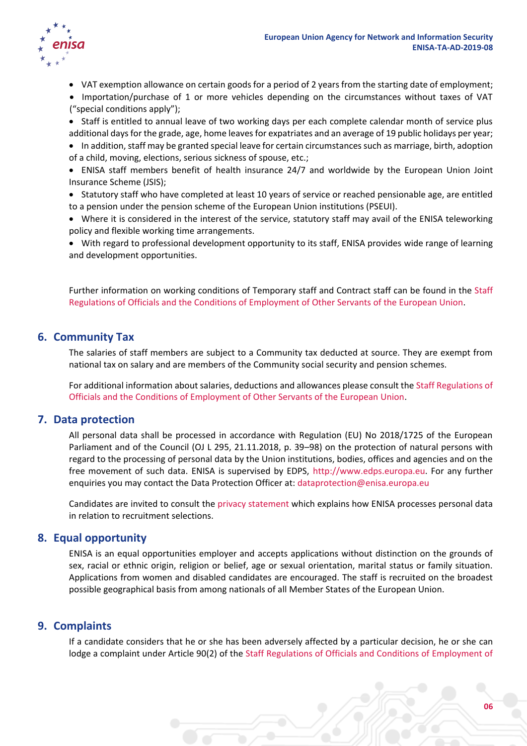- VAT exemption allowance on certain goods for a period of 2 years from the starting date of employment;
- Importation/purchase of 1 or more vehicles depending on the circumstances without taxes of VAT ("special conditions apply");
- Staff is entitled to annual leave of two working days per each complete calendar month of service plus additional days for the grade, age, home leaves for expatriates and an average of 19 public holidays per year;
- In addition, staff may be granted special leave for certain circumstances such as marriage, birth, adoption of a child, moving, elections, serious sickness of spouse, etc.;
- ENISA staff members benefit of health insurance 24/7 and worldwide by the European Union Joint Insurance Scheme (JSIS);
- Statutory staff who have completed at least 10 years of service or reached pensionable age, are entitled to a pension under the pension scheme of the European Union institutions (PSEUI).
- Where it is considered in the interest of the service, statutory staff may avail of the ENISA teleworking policy and flexible working time arrangements.
- With regard to professional development opportunity to its staff, ENISA provides wide range of learning and development opportunities.

Further information on working conditions of Temporary staff and Contract staff can be found in the Staff Regulations of Officials and the Conditions of Employment of Other Servants of the European Union.

## 6. Community Tax

The salaries of staff members are subject to a Community tax deducted at source. They are exempt from national tax on salary and are members of the Community social security and pension schemes.

For additional information about salaries, deductions and allowances please consult the Staff Regulations of Officials and the Conditions of Employment of Other Servants of the European Union.

## 7. Data protection

All personal data shall be processed in accordance with Regulation (EU) No 2018/1725 of the European Parliament and of the Council (OJ L 295, 21.11.2018, p. 39–98) on the protection of natural persons with regard to the processing of personal data by the Union institutions, bodies, offices and agencies and on the free movement of such data. ENISA is supervised by EDPS, http://www.edps.europa.eu. For any further enquiries you may contact the Data Protection Officer at: dataprotection@enisa.europa.eu

Candidates are invited to consult the privacy statement which explains how ENISA processes personal data in relation to recruitment selections.

## 8. Equal opportunity

ENISA is an equal opportunities employer and accepts applications without distinction on the grounds of sex, racial or ethnic origin, religion or belief, age or sexual orientation, marital status or family situation. Applications from women and disabled candidates are encouraged. The staff is recruited on the broadest possible geographical basis from among nationals of all Member States of the European Union.

## 9. Complaints

If a candidate considers that he or she has been adversely affected by a particular decision, he or she can lodge a complaint under Article 90(2) of the Staff Regulations of Officials and Conditions of Employment of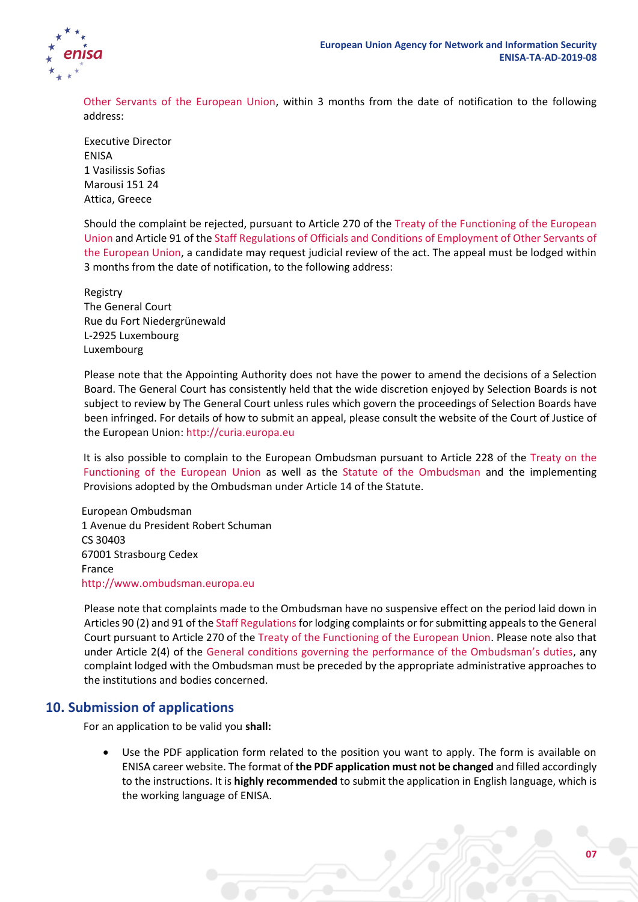Other Servants of the European Union, within 3 months from the date of notification to the following address:

Executive Director
ENISA
1 Vasilissis Sofias
Marousi 151 24
Attica, Greece

Should the complaint be rejected, pursuant to Article 270 of the Treaty of the Functioning of the European Union and Article 91 of the Staff Regulations of Officials and Conditions of Employment of Other Servants of the European Union, a candidate may request judicial review of the act. The appeal must be lodged within 3 months from the date of notification, to the following address:

Registry
The General Court
Rue du Fort Niedergrünewald
L-2925 Luxembourg
Luxembourg

Please note that the Appointing Authority does not have the power to amend the decisions of a Selection Board. The General Court has consistently held that the wide discretion enjoyed by Selection Boards is not subject to review by The General Court unless rules which govern the proceedings of Selection Boards have been infringed. For details of how to submit an appeal, please consult the website of the Court of Justice of the European Union: http://curia.europa.eu

It is also possible to complain to the European Ombudsman pursuant to Article 228 of the Treaty on the Functioning of the European Union as well as the Statute of the Ombudsman and the implementing Provisions adopted by the Ombudsman under Article 14 of the Statute.

European Ombudsman
1 Avenue du President Robert Schuman
CS 30403
67001 Strasbourg Cedex
France
http://www.ombudsman.europa.eu

Please note that complaints made to the Ombudsman have no suspensive effect on the period laid down in Articles 90 (2) and 91 of the Staff Regulations for lodging complaints or for submitting appeals to the General Court pursuant to Article 270 of the Treaty of the Functioning of the European Union. Please note also that under Article 2(4) of the General conditions governing the performance of the Ombudsman's duties, any complaint lodged with the Ombudsman must be preceded by the appropriate administrative approaches to the institutions and bodies concerned.

## 10. Submission of applications

For an application to be valid you **shall:**

- Use the PDF application form related to the position you want to apply. The form is available on ENISA career website. The format of **the PDF application must not be changed** and filled accordingly to the instructions. It is **highly recommended** to submit the application in English language, which is the working language of ENISA.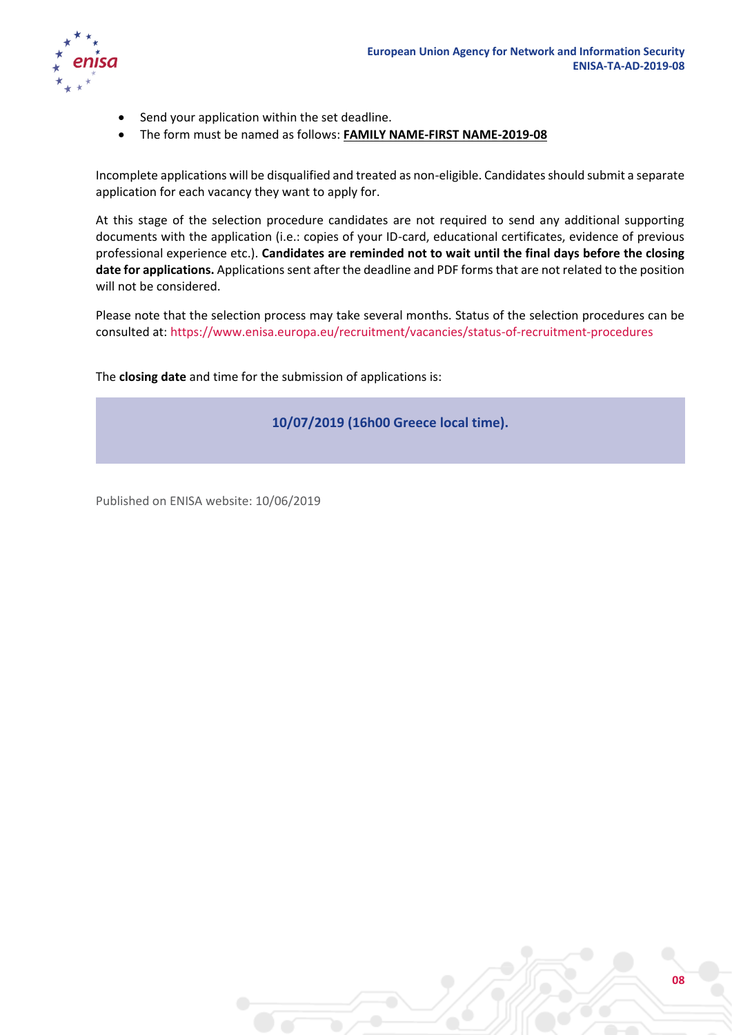- Send your application within the set deadline.
- The form must be named as follows: **FAMILY NAME-FIRST NAME-2019-08**

Incomplete applications will be disqualified and treated as non-eligible. Candidates should submit a separate application for each vacancy they want to apply for.

At this stage of the selection procedure candidates are not required to send any additional supporting documents with the application (i.e.: copies of your ID-card, educational certificates, evidence of previous professional experience etc.). **Candidates are reminded not to wait until the final days before the closing date for applications.** Applications sent after the deadline and PDF forms that are not related to the position will not be considered.

Please note that the selection process may take several months. Status of the selection procedures can be consulted at: https://www.enisa.europa.eu/recruitment/vacancies/status-of-recruitment-procedures

The **closing date** and time for the submission of applications is:

**10/07/2019 (16h00 Greece local time).**

Published on ENISA website: 10/06/2019